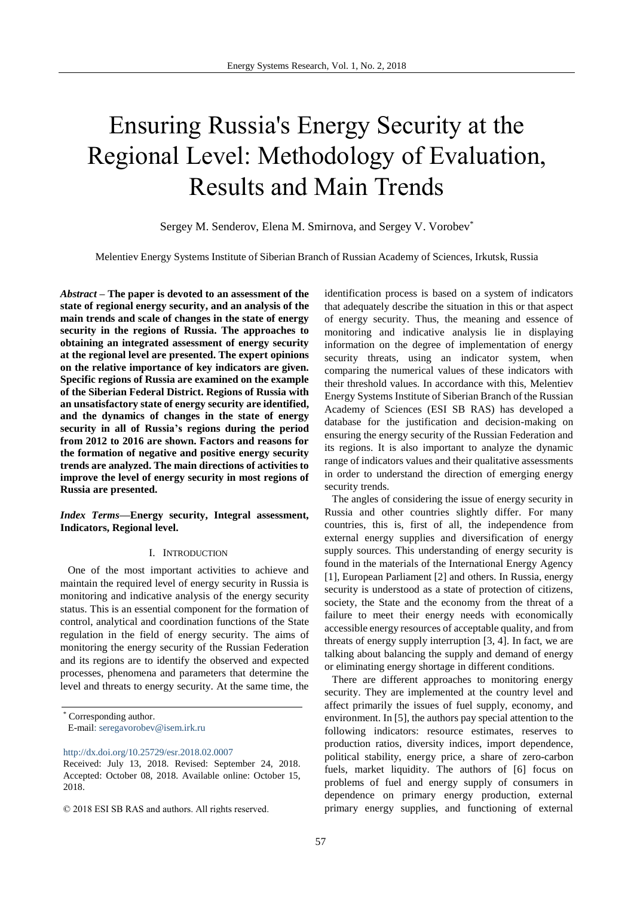# Ensuring Russia's Energy Security at the Regional Level: Methodology of Evaluation, Results and Main Trends

Sergey M. Senderov, Elena M. Smirnova, and Sergey V. Vorobev*

Melentiev Energy Systems Institute of Siberian Branch of Russian Academy of Sciences, Irkutsk, Russia

***Abstract* – The paper is devoted to an assessment of the state of regional energy security, and an analysis of the main trends and scale of changes in the state of energy security in the regions of Russia. The approaches to obtaining an integrated assessment of energy security at the regional level are presented. The expert opinions on the relative importance of key indicators are given. Specific regions of Russia are examined on the example of the Siberian Federal District. Regions of Russia with an unsatisfactory state of energy security are identified, and the dynamics of changes in the state of energy security in all of Russia's regions during the period from 2012 to 2016 are shown. Factors and reasons for the formation of negative and positive energy security trends are analyzed. The main directions of activities to improve the level of energy security in most regions of Russia are presented.**

***Index Terms*—Energy security, Integral assessment, Indicators, Regional level.**

## I. Introduction

One of the most important activities to achieve and maintain the required level of energy security in Russia is monitoring and indicative analysis of the energy security status. This is an essential component for the formation of control, analytical and coordination functions of the State regulation in the field of energy security. The aims of monitoring the energy security of the Russian Federation and its regions are to identify the observed and expected processes, phenomena and parameters that determine the level and threats to energy security. At the same time, the identification process is based on a system of indicators that adequately describe the situation in this or that aspect of energy security. Thus, the meaning and essence of monitoring and indicative analysis lie in displaying information on the degree of implementation of energy security threats, using an indicator system, when comparing the numerical values of these indicators with their threshold values. In accordance with this, Melentiev Energy Systems Institute of Siberian Branch of the Russian Academy of Sciences (ESI SB RAS) has developed a database for the justification and decision-making on ensuring the energy security of the Russian Federation and its regions. It is also important to analyze the dynamic range of indicators values and their qualitative assessments in order to understand the direction of emerging energy security trends.

The angles of considering the issue of energy security in Russia and other countries slightly differ. For many countries, this is, first of all, the independence from external energy supplies and diversification of energy supply sources. This understanding of energy security is found in the materials of the International Energy Agency [1], European Parliament [2] and others. In Russia, energy security is understood as a state of protection of citizens, society, the State and the economy from the threat of a failure to meet their energy needs with economically accessible energy resources of acceptable quality, and from threats of energy supply interruption [3, 4]. In fact, we are talking about balancing the supply and demand of energy or eliminating energy shortage in different conditions.

There are different approaches to monitoring energy security. They are implemented at the country level and affect primarily the issues of fuel supply, economy, and environment. In [5], the authors pay special attention to the following indicators: resource estimates, reserves to production ratios, diversity indices, import dependence, political stability, energy price, a share of zero-carbon fuels, market liquidity. The authors of [6] focus on problems of fuel and energy supply of consumers in dependence on primary energy production, external primary energy supplies, and functioning of external

---

* Corresponding author.
E-mail: seregavorobev@isem.irk.ru

http://dx.doi.org/10.25729/esr.2018.02.0007

Received: July 13, 2018. Revised: September 24, 2018. Accepted: October 08, 2018. Available online: October 15, 2018.

© 2018 ESI SB RAS and authors. All rights reserved.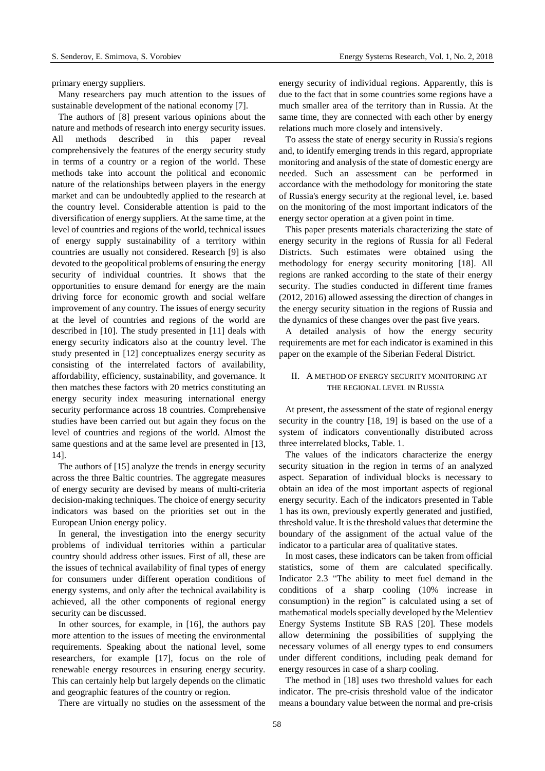primary energy suppliers.

Many researchers pay much attention to the issues of sustainable development of the national economy [7].

The authors of [8] present various opinions about the nature and methods of research into energy security issues. All methods described in this paper reveal comprehensively the features of the energy security study in terms of a country or a region of the world. These methods take into account the political and economic nature of the relationships between players in the energy market and can be undoubtedly applied to the research at the country level. Considerable attention is paid to the diversification of energy suppliers. At the same time, at the level of countries and regions of the world, technical issues of energy supply sustainability of a territory within countries are usually not considered. Research [9] is also devoted to the geopolitical problems of ensuring the energy security of individual countries. It shows that the opportunities to ensure demand for energy are the main driving force for economic growth and social welfare improvement of any country. The issues of energy security at the level of countries and regions of the world are described in [10]. The study presented in [11] deals with energy security indicators also at the country level. The study presented in [12] conceptualizes energy security as consisting of the interrelated factors of availability, affordability, efficiency, sustainability, and governance. It then matches these factors with 20 metrics constituting an energy security index measuring international energy security performance across 18 countries. Comprehensive studies have been carried out but again they focus on the level of countries and regions of the world. Almost the same questions and at the same level are presented in [13, 14].

The authors of [15] analyze the trends in energy security across the three Baltic countries. The aggregate measures of energy security are devised by means of multi-criteria decision-making techniques. The choice of energy security indicators was based on the priorities set out in the European Union energy policy.

In general, the investigation into the energy security problems of individual territories within a particular country should address other issues. First of all, these are the issues of technical availability of final types of energy for consumers under different operation conditions of energy systems, and only after the technical availability is achieved, all the other components of regional energy security can be discussed.

In other sources, for example, in [16], the authors pay more attention to the issues of meeting the environmental requirements. Speaking about the national level, some researchers, for example [17], focus on the role of renewable energy resources in ensuring energy security. This can certainly help but largely depends on the climatic and geographic features of the country or region.

There are virtually no studies on the assessment of the energy security of individual regions. Apparently, this is due to the fact that in some countries some regions have a much smaller area of the territory than in Russia. At the same time, they are connected with each other by energy relations much more closely and intensively.

To assess the state of energy security in Russia's regions and, to identify emerging trends in this regard, appropriate monitoring and analysis of the state of domestic energy are needed. Such an assessment can be performed in accordance with the methodology for monitoring the state of Russia's energy security at the regional level, i.e. based on the monitoring of the most important indicators of the energy sector operation at a given point in time.

This paper presents materials characterizing the state of energy security in the regions of Russia for all Federal Districts. Such estimates were obtained using the methodology for energy security monitoring [18]. All regions are ranked according to the state of their energy security. The studies conducted in different time frames (2012, 2016) allowed assessing the direction of changes in the energy security situation in the regions of Russia and the dynamics of these changes over the past five years.

A detailed analysis of how the energy security requirements are met for each indicator is examined in this paper on the example of the Siberian Federal District.

## II. A Method of Energy Security Monitoring at the Regional Level in Russia

At present, the assessment of the state of regional energy security in the country [18, 19] is based on the use of a system of indicators conventionally distributed across three interrelated blocks, Table. 1.

The values of the indicators characterize the energy security situation in the region in terms of an analyzed aspect. Separation of individual blocks is necessary to obtain an idea of the most important aspects of regional energy security. Each of the indicators presented in Table 1 has its own, previously expertly generated and justified, threshold value. It is the threshold values that determine the boundary of the assignment of the actual value of the indicator to a particular area of qualitative states.

In most cases, these indicators can be taken from official statistics, some of them are calculated specifically. Indicator 2.3 "The ability to meet fuel demand in the conditions of a sharp cooling (10% increase in consumption) in the region" is calculated using a set of mathematical models specially developed by the Melentiev Energy Systems Institute SB RAS [20]. These models allow determining the possibilities of supplying the necessary volumes of all energy types to end consumers under different conditions, including peak demand for energy resources in case of a sharp cooling.

The method in [18] uses two threshold values for each indicator. The pre-crisis threshold value of the indicator means a boundary value between the normal and pre-crisis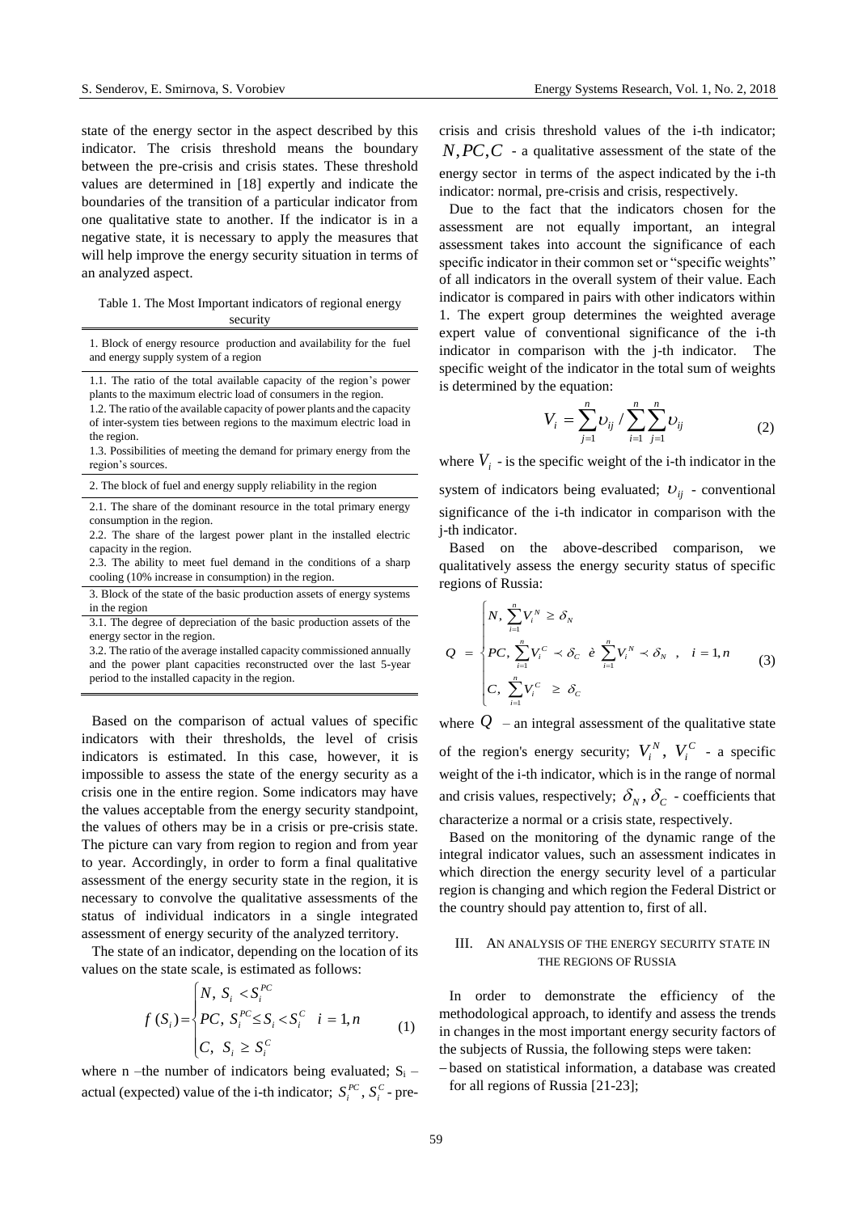state of the energy sector in the aspect described by this indicator. The crisis threshold means the boundary between the pre-crisis and crisis states. These threshold values are determined in [18] expertly and indicate the boundaries of the transition of a particular indicator from one qualitative state to another. If the indicator is in a negative state, it is necessary to apply the measures that will help improve the energy security situation in terms of an analyzed aspect.

Table 1. The Most Important indicators of regional energy security

| |
|---|
| 1. Block of energy resource production and availability for the fuel and energy supply system of a region |
| 1.1. The ratio of the total available capacity of the region's power plants to the maximum electric load of consumers in the region.<br>1.2. The ratio of the available capacity of power plants and the capacity of inter-system ties between regions to the maximum electric load in the region.<br>1.3. Possibilities of meeting the demand for primary energy from the region's sources. |
| 2. The block of fuel and energy supply reliability in the region |
| 2.1. The share of the dominant resource in the total primary energy consumption in the region.<br>2.2. The share of the largest power plant in the installed electric capacity in the region.<br>2.3. The ability to meet fuel demand in the conditions of a sharp cooling (10% increase in consumption) in the region. |
| 3. Block of the state of the basic production assets of energy systems in the region |
| 3.1. The degree of depreciation of the basic production assets of the energy sector in the region.<br>3.2. The ratio of the average installed capacity commissioned annually and the power plant capacities reconstructed over the last 5-year period to the installed capacity in the region. |

Based on the comparison of actual values of specific indicators with their thresholds, the level of crisis indicators is estimated. In this case, however, it is impossible to assess the state of the energy security as a crisis one in the entire region. Some indicators may have the values acceptable from the energy security standpoint, the values of others may be in a crisis or pre-crisis state. The picture can vary from region to region and from year to year. Accordingly, in order to form a final qualitative assessment of the energy security state in the region, it is necessary to convolve the qualitative assessments of the status of individual indicators in a single integrated assessment of energy security of the analyzed territory.

The state of an indicator, depending on the location of its values on the state scale, is estimated as follows:

$$f(S_i)=\begin{cases} N, \; S_i < S_i^{PC} \\ PC, \; S_i^{PC} \le S_i < S_i^{C} \quad i=1,n \\ C, \; S_i \ge S_i^{C} \end{cases} \tag{1}$$

where n –the number of indicators being evaluated; $S_i$ – actual (expected) value of the i-th indicator; $S_i^{PC}, S_i^{C}$ - pre-crisis and crisis threshold values of the i-th indicator; $N, PC, C$ - a qualitative assessment of the state of the energy sector in terms of the aspect indicated by the i-th indicator: normal, pre-crisis and crisis, respectively.

Due to the fact that the indicators chosen for the assessment are not equally important, an integral assessment takes into account the significance of each specific indicator in their common set or "specific weights" of all indicators in the overall system of their value. Each indicator is compared in pairs with other indicators within 1. The expert group determines the weighted average expert value of conventional significance of the i-th indicator in comparison with the j-th indicator. The specific weight of the indicator in the total sum of weights is determined by the equation:

$$V_i = \sum_{j=1}^{n} \upsilon_{ij} \Big/ \sum_{i=1}^{n} \sum_{j=1}^{n} \upsilon_{ij} \tag{2}$$

where $V_i$ - is the specific weight of the i-th indicator in the system of indicators being evaluated; $\upsilon_{ij}$ - conventional significance of the i-th indicator in comparison with the j-th indicator.

Based on the above-described comparison, we qualitatively assess the energy security status of specific regions of Russia:

$$Q = \begin{cases} N, \; \sum_{i=1}^{n} V_i^{N} \ge \delta_N \\ PC, \; \sum_{i=1}^{n} V_i^{C} \prec \delta_C \;\; è \;\; \sum_{i=1}^{n} V_i^{N} \prec \delta_N \;\; , \quad i=1,n \\ C, \; \sum_{i=1}^{n} V_i^{C} \;\ge\; \delta_C \end{cases} \tag{3}$$

where $Q$ – an integral assessment of the qualitative state of the region's energy security; $V_i^N, \; V_i^C$ - a specific weight of the i-th indicator, which is in the range of normal and crisis values, respectively; $\delta_N, \delta_C$ - coefficients that characterize a normal or a crisis state, respectively.

Based on the monitoring of the dynamic range of the integral indicator values, such an assessment indicates in which direction the energy security level of a particular region is changing and which region the Federal District or the country should pay attention to, first of all.

## III. An Analysis of the Energy Security State in the Regions of Russia

In order to demonstrate the efficiency of the methodological approach, to identify and assess the trends in changes in the most important energy security factors of the subjects of Russia, the following steps were taken:

– based on statistical information, a database was created for all regions of Russia [21-23];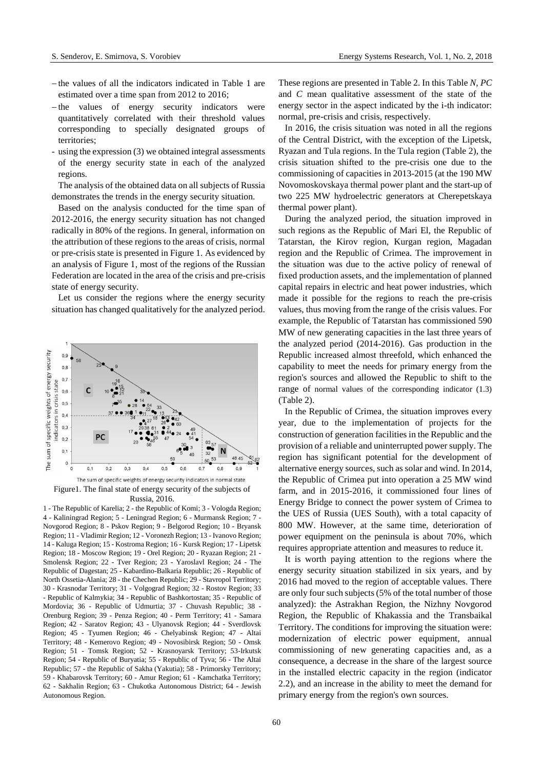- the values of all the indicators indicated in Table 1 are estimated over a time span from 2012 to 2016;
- the values of energy security indicators were quantitatively correlated with their threshold values corresponding to specially designated groups of territories;
- using the expression (3) we obtained integral assessments of the energy security state in each of the analyzed regions.

The analysis of the obtained data on all subjects of Russia demonstrates the trends in the energy security situation.

Based on the analysis conducted for the time span of 2012-2016, the energy security situation has not changed radically in 80% of the regions. In general, information on the attribution of these regions to the areas of crisis, normal or pre-crisis state is presented in Figure 1. As evidenced by an analysis of Figure 1, most of the regions of the Russian Federation are located in the area of the crisis and pre-crisis state of energy security.

Let us consider the regions where the energy security situation has changed qualitatively for the analyzed period.

Figure1. The final state of energy security of the subjects of Russia, 2016.

1 - The Republic of Karelia; 2 - the Republic of Komi; 3 - Vologda Region; 4 - Kaliningrad Region; 5 - Leningrad Region; 6 - Murmansk Region; 7 - Novgorod Region; 8 - Pskov Region; 9 - Belgorod Region; 10 - Bryansk Region; 11 - Vladimir Region; 12 - Voronezh Region; 13 - Ivanovo Region; 14 - Kaluga Region; 15 - Kostroma Region; 16 - Kursk Region; 17 - Lipetsk Region; 18 - Moscow Region; 19 - Orel Region; 20 - Ryazan Region; 21 - Smolensk Region; 22 - Tver Region; 23 - Yaroslavl Region; 24 - The Republic of Dagestan; 25 - Kabardino-Balkaria Republic; 26 - Republic of North Ossetia-Alania; 28 - the Chechen Republic; 29 - Stavropol Territory; 30 - Krasnodar Territory; 31 - Volgograd Region; 32 - Rostov Region; 33 - Republic of Kalmykia; 34 - Republic of Bashkortostan; 35 - Republic of Mordovia; 36 - Republic of Udmurtia; 37 - Chuvash Republic; 38 - Orenburg Region; 39 - Penza Region; 40 - Perm Territory; 41 - Samara Region; 42 - Saratov Region; 43 - Ulyanovsk Region; 44 - Sverdlovsk Region; 45 - Tyumen Region; 46 - Chelyabinsk Region; 47 - Altai Territory; 48 - Kemerovo Region; 49 - Novosibirsk Region; 50 - Omsk Region; 51 - Tomsk Region; 52 - Krasnoyarsk Territory; 53-Irkutsk Region; 54 - Republic of Buryatia; 55 - Republic of Tyva; 56 - The Altai Republic; 57 - the Republic of Sakha (Yakutia); 58 - Primorsky Territory; 59 - Khabarovsk Territory; 60 - Amur Region; 61 - Kamchatka Territory; 62 - Sakhalin Region; 63 - Chukotka Autonomous District; 64 - Jewish Autonomous Region.

These regions are presented in Table 2. In this Table *N*, *PC* and *C* mean qualitative assessment of the state of the energy sector in the aspect indicated by the i-th indicator: normal, pre-crisis and crisis, respectively.

In 2016, the crisis situation was noted in all the regions of the Central District, with the exception of the Lipetsk, Ryazan and Tula regions. In the Tula region (Table 2), the crisis situation shifted to the pre-crisis one due to the commissioning of capacities in 2013-2015 (at the 190 MW Novomoskovskaya thermal power plant and the start-up of two 225 MW hydroelectric generators at Cherepetskaya thermal power plant).

During the analyzed period, the situation improved in such regions as the Republic of Mari El, the Republic of Tatarstan, the Kirov region, Kurgan region, Magadan region and the Republic of Crimea. The improvement in the situation was due to the active policy of renewal of fixed production assets, and the implementation of planned capital repairs in electric and heat power industries, which made it possible for the regions to reach the pre-crisis values, thus moving from the range of the crisis values. For example, the Republic of Tatarstan has commissioned 590 MW of new generating capacities in the last three years of the analyzed period (2014-2016). Gas production in the Republic increased almost threefold, which enhanced the capability to meet the needs for primary energy from the region's sources and allowed the Republic to shift to the range of normal values of the corresponding indicator (1.3) (Table 2).

In the Republic of Crimea, the situation improves every year, due to the implementation of projects for the construction of generation facilities in the Republic and the provision of a reliable and uninterrupted power supply. The region has significant potential for the development of alternative energy sources, such as solar and wind. In 2014, the Republic of Crimea put into operation a 25 MW wind farm, and in 2015-2016, it commissioned four lines of Energy Bridge to connect the power system of Crimea to the UES of Russia (UES South), with a total capacity of 800 MW. However, at the same time, deterioration of power equipment on the peninsula is about 70%, which requires appropriate attention and measures to reduce it.

It is worth paying attention to the regions where the energy security situation stabilized in six years, and by 2016 had moved to the region of acceptable values. There are only four such subjects (5% of the total number of those analyzed): the Astrakhan Region, the Nizhny Novgorod Region, the Republic of Khakassia and the Transbaikal Territory. The conditions for improving the situation were: modernization of electric power equipment, annual commissioning of new generating capacities and, as a consequence, a decrease in the share of the largest source in the installed electric capacity in the region (indicator 2.2), and an increase in the ability to meet the demand for primary energy from the region's own sources.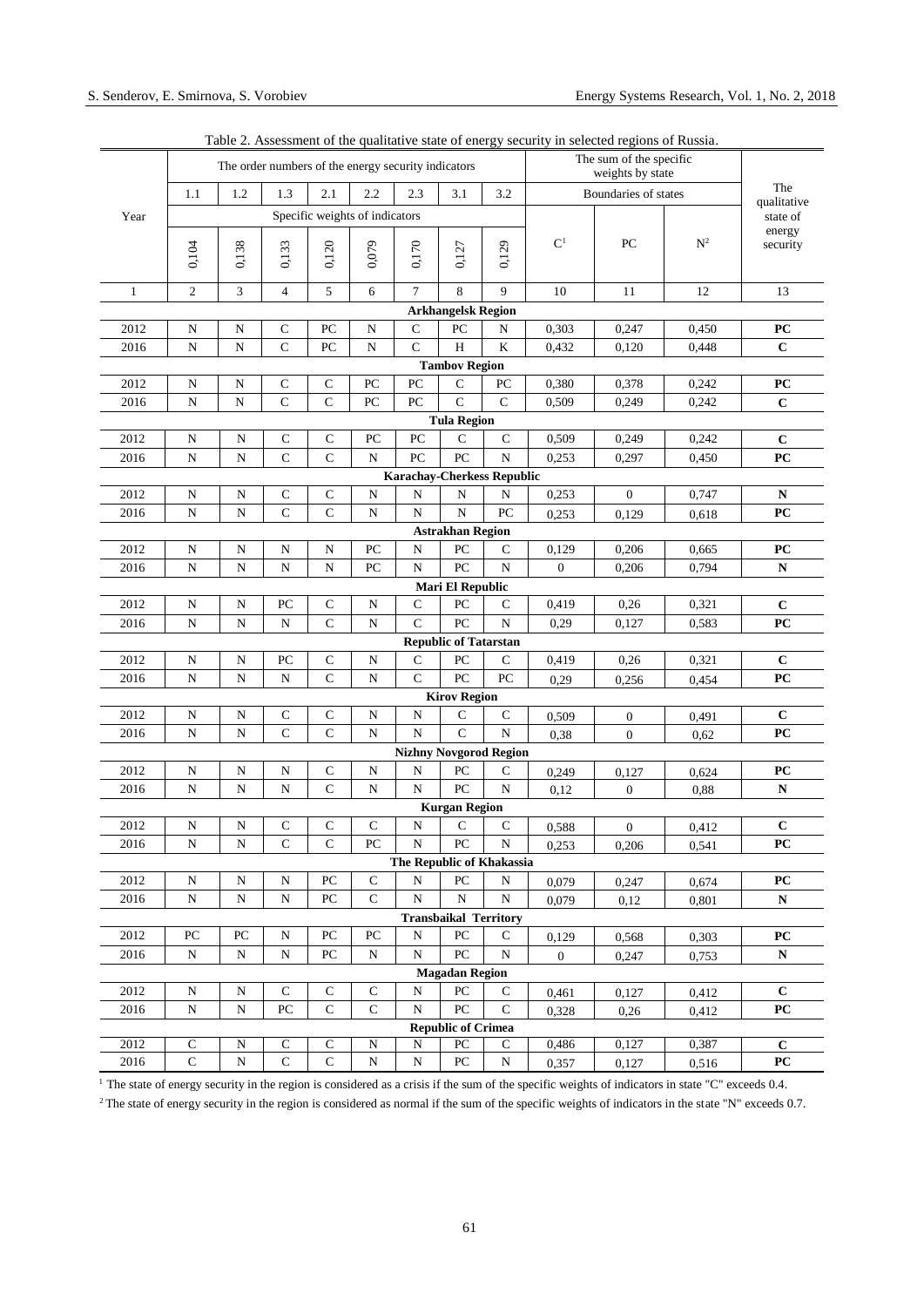Table 2. Assessment of the qualitative state of energy security in selected regions of Russia.

| Year | The order numbers of the energy security indicators | | | | | | | | The sum of the specific weights by state | | | The qualitative state of energy security |
|---|---|---|---|---|---|---|---|---|---|---|---|---|
| | 1.1 | 1.2 | 1.3 | 2.1 | 2.2 | 2.3 | 3.1 | 3.2 | Boundaries of states | | | |
| | Specific weights of indicators | | | | | | | | | | | |
| | 0,104 | 0,138 | 0,133 | 0,120 | 0,079 | 0,170 | 0,127 | 0,129 | C[1] | PC | N[2] | |
| 1 | 2 | 3 | 4 | 5 | 6 | 7 | 8 | 9 | 10 | 11 | 12 | 13 |
| **Arkhangelsk Region** | | | | | | | | | | | | |
| 2012 | N | N | C | PC | N | C | PC | N | 0,303 | 0,247 | 0,450 | **PC** |
| 2016 | N | N | C | PC | N | C | H | K | 0,432 | 0,120 | 0,448 | **C** |
| **Tambov Region** | | | | | | | | | | | | |
| 2012 | N | N | C | C | PC | PC | C | PC | 0,380 | 0,378 | 0,242 | **PC** |
| 2016 | N | N | C | C | PC | PC | C | C | 0,509 | 0,249 | 0,242 | **C** |
| **Tula Region** | | | | | | | | | | | | |
| 2012 | N | N | C | C | PC | PC | C | C | 0,509 | 0,249 | 0,242 | **C** |
| 2016 | N | N | C | C | N | PC | PC | N | 0,253 | 0,297 | 0,450 | **PC** |
| **Karachay-Cherkess Republic** | | | | | | | | | | | | |
| 2012 | N | N | C | C | N | N | N | N | 0,253 | 0 | 0,747 | **N** |
| 2016 | N | N | C | C | N | N | N | PC | 0,253 | 0,129 | 0,618 | **PC** |
| **Astrakhan Region** | | | | | | | | | | | | |
| 2012 | N | N | N | N | PC | N | PC | C | 0,129 | 0,206 | 0,665 | **PC** |
| 2016 | N | N | N | N | PC | N | PC | N | 0 | 0,206 | 0,794 | **N** |
| **Mari El Republic** | | | | | | | | | | | | |
| 2012 | N | N | PC | C | N | C | PC | C | 0,419 | 0,26 | 0,321 | **C** |
| 2016 | N | N | N | C | N | C | PC | N | 0,29 | 0,127 | 0,583 | **PC** |
| **Republic of Tatarstan** | | | | | | | | | | | | |
| 2012 | N | N | PC | C | N | C | PC | C | 0,419 | 0,26 | 0,321 | **C** |
| 2016 | N | N | N | C | N | C | PC | PC | 0,29 | 0,256 | 0,454 | **PC** |
| **Kirov Region** | | | | | | | | | | | | |
| 2012 | N | N | C | C | N | N | C | C | 0,509 | 0 | 0,491 | **C** |
| 2016 | N | N | C | C | N | N | C | N | 0,38 | 0 | 0,62 | **PC** |
| **Nizhny Novgorod Region** | | | | | | | | | | | | |
| 2012 | N | N | N | C | N | N | PC | C | 0,249 | 0,127 | 0,624 | **PC** |
| 2016 | N | N | N | C | N | N | PC | N | 0,12 | 0 | 0,88 | **N** |
| **Kurgan Region** | | | | | | | | | | | | |
| 2012 | N | N | C | C | C | N | C | C | 0,588 | 0 | 0,412 | **C** |
| 2016 | N | N | C | C | PC | N | PC | N | 0,253 | 0,206 | 0,541 | **PC** |
| **The Republic of Khakassia** | | | | | | | | | | | | |
| 2012 | N | N | N | PC | C | N | PC | N | 0,079 | 0,247 | 0,674 | **PC** |
| 2016 | N | N | N | PC | C | N | N | N | 0,079 | 0,12 | 0,801 | **N** |
| **Transbaikal Territory** | | | | | | | | | | | | |
| 2012 | PC | PC | N | PC | PC | N | PC | C | 0,129 | 0,568 | 0,303 | **PC** |
| 2016 | N | N | N | PC | N | N | PC | N | 0 | 0,247 | 0,753 | **N** |
| **Magadan Region** | | | | | | | | | | | | |
| 2012 | N | N | C | C | C | N | PC | C | 0,461 | 0,127 | 0,412 | **C** |
| 2016 | N | N | PC | C | C | N | PC | C | 0,328 | 0,26 | 0,412 | **PC** |
| **Republic of Crimea** | | | | | | | | | | | | |
| 2012 | C | N | C | C | N | N | PC | C | 0,486 | 0,127 | 0,387 | **C** |
| 2016 | C | N | C | C | N | N | PC | N | 0,357 | 0,127 | 0,516 | **PC** |

[1] The state of energy security in the region is considered as a crisis if the sum of the specific weights of indicators in state "C" exceeds 0.4.

[2] The state of energy security in the region is considered as normal if the sum of the specific weights of indicators in the state "N" exceeds 0.7.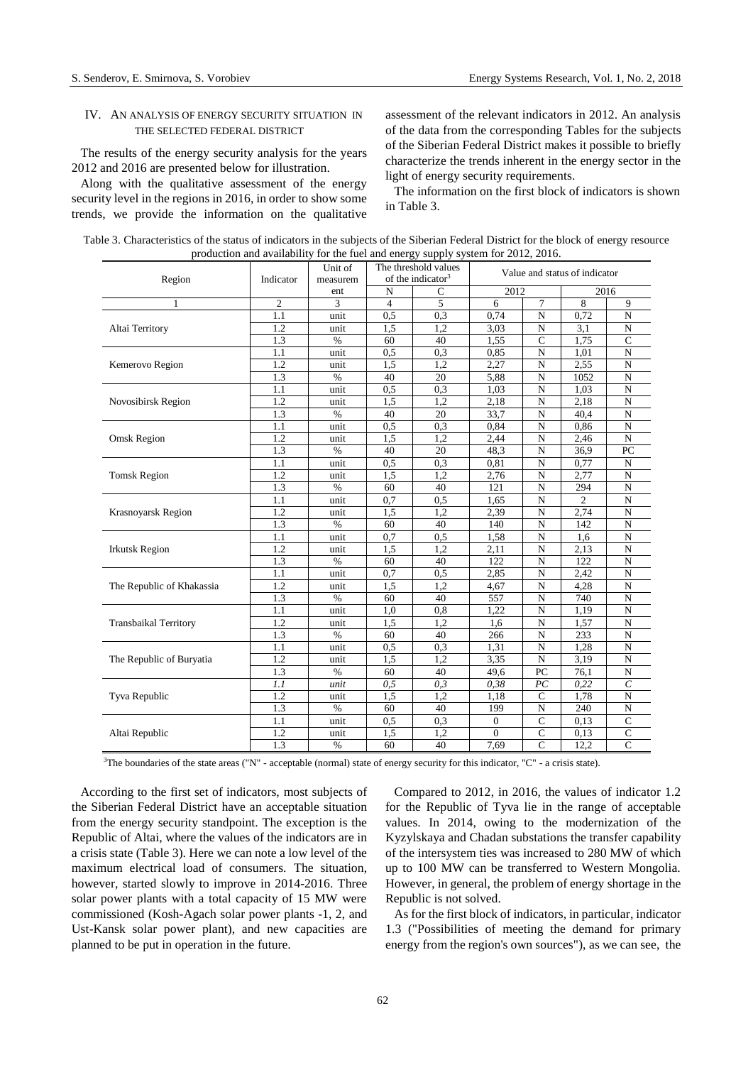## IV. An analysis of energy security situation in the selected federal district

The results of the energy security analysis for the years 2012 and 2016 are presented below for illustration.

Along with the qualitative assessment of the energy security level in the regions in 2016, in order to show some trends, we provide the information on the qualitative assessment of the relevant indicators in 2012. An analysis of the data from the corresponding Tables for the subjects of the Siberian Federal District makes it possible to briefly characterize the trends inherent in the energy sector in the light of energy security requirements.

The information on the first block of indicators is shown in Table 3.

Table 3. Characteristics of the status of indicators in the subjects of the Siberian Federal District for the block of energy resource production and availability for the fuel and energy supply system for 2012, 2016.

| Region | Indicator | Unit of measurement | The threshold values of the indicator[3] | | Value and status of indicator | | | |
|---|---|---|---|---|---|---|---|---|
| | | | N | C | 2012 | | 2016 | |
| 1 | 2 | 3 | 4 | 5 | 6 | 7 | 8 | 9 |
| Altai Territory | 1.1 | unit | 0,5 | 0,3 | 0,74 | N | 0,72 | N |
| | 1.2 | unit | 1,5 | 1,2 | 3,03 | N | 3,1 | N |
| | 1.3 | % | 60 | 40 | 1,55 | C | 1,75 | C |
| Kemerovo Region | 1.1 | unit | 0,5 | 0,3 | 0,85 | N | 1,01 | N |
| | 1.2 | unit | 1,5 | 1,2 | 2,27 | N | 2,55 | N |
| | 1.3 | % | 40 | 20 | 5,88 | N | 1052 | N |
| Novosibirsk Region | 1.1 | unit | 0,5 | 0,3 | 1,03 | N | 1,03 | N |
| | 1.2 | unit | 1,5 | 1,2 | 2,18 | N | 2,18 | N |
| | 1.3 | % | 40 | 20 | 33,7 | N | 40,4 | N |
| Omsk Region | 1.1 | unit | 0,5 | 0,3 | 0,84 | N | 0,86 | N |
| | 1.2 | unit | 1,5 | 1,2 | 2,44 | N | 2,46 | N |
| | 1.3 | % | 40 | 20 | 48,3 | N | 36,9 | PC |
| Tomsk Region | 1.1 | unit | 0,5 | 0,3 | 0,81 | N | 0,77 | N |
| | 1.2 | unit | 1,5 | 1,2 | 2,76 | N | 2,77 | N |
| | 1.3 | % | 60 | 40 | 121 | N | 294 | N |
| Krasnoyarsk Region | 1.1 | unit | 0,7 | 0,5 | 1,65 | N | 2 | N |
| | 1.2 | unit | 1,5 | 1,2 | 2,39 | N | 2,74 | N |
| | 1.3 | % | 60 | 40 | 140 | N | 142 | N |
| Irkutsk Region | 1.1 | unit | 0,7 | 0,5 | 1,58 | N | 1,6 | N |
| | 1.2 | unit | 1,5 | 1,2 | 2,11 | N | 2,13 | N |
| | 1.3 | % | 60 | 40 | 122 | N | 122 | N |
| The Republic of Khakassia | 1.1 | unit | 0,7 | 0,5 | 2,85 | N | 2,42 | N |
| | 1.2 | unit | 1,5 | 1,2 | 4,67 | N | 4,28 | N |
| | 1.3 | % | 60 | 40 | 557 | N | 740 | N |
| Transbaikal Territory | 1.1 | unit | 1,0 | 0,8 | 1,22 | N | 1,19 | N |
| | 1.2 | unit | 1,5 | 1,2 | 1,6 | N | 1,57 | N |
| | 1.3 | % | 60 | 40 | 266 | N | 233 | N |
| The Republic of Buryatia | 1.1 | unit | 0,5 | 0,3 | 1,31 | N | 1,28 | N |
| | 1.2 | unit | 1,5 | 1,2 | 3,35 | N | 3,19 | N |
| | 1.3 | % | 60 | 40 | 49,6 | PC | 76,1 | N |
| Tyva Republic | *1.1* | *unit* | *0,5* | *0,3* | *0,38* | *PC* | *0,22* | *C* |
| | 1.2 | unit | 1,5 | 1,2 | 1,18 | C | 1,78 | N |
| | 1.3 | % | 60 | 40 | 199 | N | 240 | N |
| Altai Republic | 1.1 | unit | 0,5 | 0,3 | 0 | C | 0,13 | C |
| | 1.2 | unit | 1,5 | 1,2 | 0 | C | 0,13 | C |
| | 1.3 | % | 60 | 40 | 7,69 | C | 12,2 | C |

[3]The boundaries of the state areas ("N" - acceptable (normal) state of energy security for this indicator, "C" - a crisis state).

According to the first set of indicators, most subjects of the Siberian Federal District have an acceptable situation from the energy security standpoint. The exception is the Republic of Altai, where the values of the indicators are in a crisis state (Table 3). Here we can note a low level of the maximum electrical load of consumers. The situation, however, started slowly to improve in 2014-2016. Three solar power plants with a total capacity of 15 MW were commissioned (Kosh-Agach solar power plants -1, 2, and Ust-Kansk solar power plant), and new capacities are planned to be put in operation in the future.

Compared to 2012, in 2016, the values of indicator 1.2 for the Republic of Tyva lie in the range of acceptable values. In 2014, owing to the modernization of the Kyzylskaya and Chadan substations the transfer capability of the intersystem ties was increased to 280 MW of which up to 100 MW can be transferred to Western Mongolia. However, in general, the problem of energy shortage in the Republic is not solved.

As for the first block of indicators, in particular, indicator 1.3 ("Possibilities of meeting the demand for primary energy from the region's own sources"), as we can see, the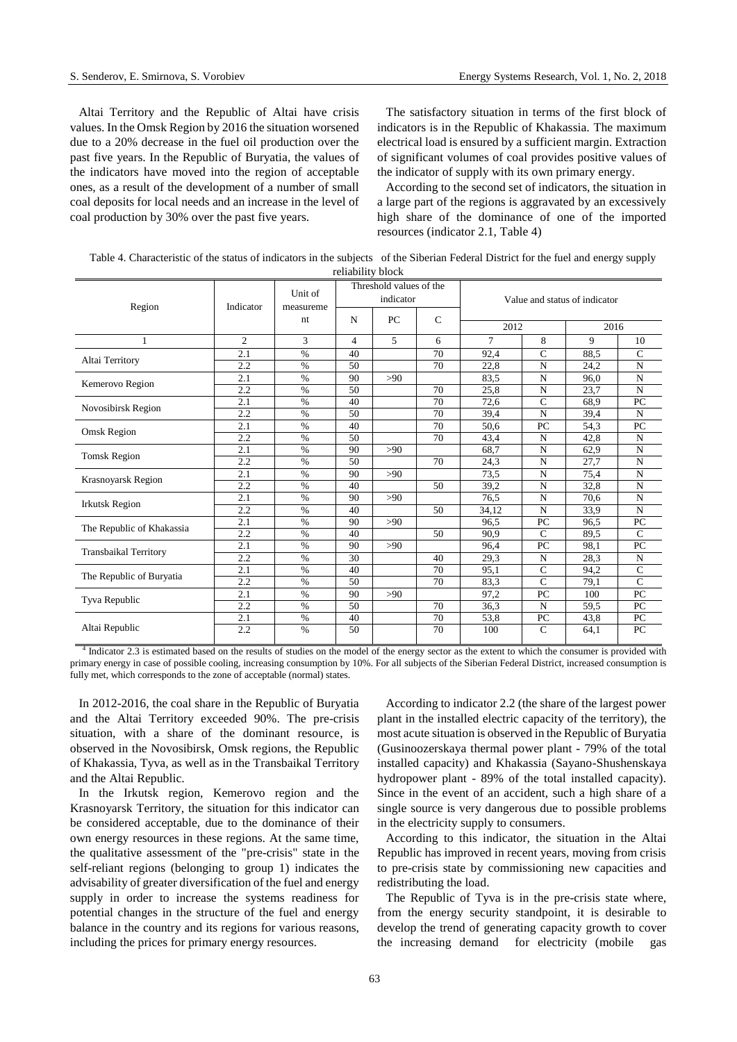Altai Territory and the Republic of Altai have crisis values. In the Omsk Region by 2016 the situation worsened due to a 20% decrease in the fuel oil production over the past five years. In the Republic of Buryatia, the values of the indicators have moved into the region of acceptable ones, as a result of the development of a number of small coal deposits for local needs and an increase in the level of coal production by 30% over the past five years.

The satisfactory situation in terms of the first block of indicators is in the Republic of Khakassia. The maximum electrical load is ensured by a sufficient margin. Extraction of significant volumes of coal provides positive values of the indicator of supply with its own primary energy.

According to the second set of indicators, the situation in a large part of the regions is aggravated by an excessively high share of the dominance of one of the imported resources (indicator 2.1, Table 4)

Table 4. Characteristic of the status of indicators in the subjects of the Siberian Federal District for the fuel and energy supply reliability block

| Region | Indicator | Unit of measurement | Threshold values of the indicator | | | Value and status of indicator | | | |
|---|---|---|---|---|---|---|---|---|---|
| | | | N | PC | C | 2012 | | 2016 | |
| 1 | 2 | 3 | 4 | 5 | 6 | 7 | 8 | 9 | 10 |
| Altai Territory | 2.1 | % | 40 | | 70 | 92,4 | C | 88,5 | C |
| | 2.2 | % | 50 | | 70 | 22,8 | N | 24,2 | N |
| Kemerovo Region | 2.1 | % | 90 | >90 | | 83,5 | N | 96,0 | N |
| | 2.2 | % | 50 | | 70 | 25,8 | N | 23,7 | N |
| Novosibirsk Region | 2.1 | % | 40 | | 70 | 72,6 | C | 68,9 | PC |
| | 2.2 | % | 50 | | 70 | 39,4 | N | 39,4 | N |
| Omsk Region | 2.1 | % | 40 | | 70 | 50,6 | PC | 54,3 | PC |
| | 2.2 | % | 50 | | 70 | 43,4 | N | 42,8 | N |
| Tomsk Region | 2.1 | % | 90 | >90 | | 68,7 | N | 62,9 | N |
| | 2.2 | % | 50 | | 70 | 24,3 | N | 27,7 | N |
| Krasnoyarsk Region | 2.1 | % | 90 | >90 | | 73,5 | N | 75,4 | N |
| | 2.2 | % | 40 | | 50 | 39,2 | N | 32,8 | N |
| Irkutsk Region | 2.1 | % | 90 | >90 | | 76,5 | N | 70,6 | N |
| | 2.2 | % | 40 | | 50 | 34,12 | N | 33,9 | N |
| The Republic of Khakassia | 2.1 | % | 90 | >90 | | 96,5 | PC | 96,5 | PC |
| | 2.2 | % | 40 | | 50 | 90,9 | C | 89,5 | C |
| Transbaikal Territory | 2.1 | % | 90 | >90 | | 96,4 | PC | 98,1 | PC |
| | 2.2 | % | 30 | | 40 | 29,3 | N | 28,3 | N |
| The Republic of Buryatia | 2.1 | % | 40 | | 70 | 95,1 | C | 94,2 | C |
| | 2.2 | % | 50 | | 70 | 83,3 | C | 79,1 | C |
| Tyva Republic | 2.1 | % | 90 | >90 | | 97,2 | PC | 100 | PC |
| | 2.2 | % | 50 | | 70 | 36,3 | N | 59,5 | PC |
| Altai Republic | 2.1 | % | 40 | | 70 | 53,8 | PC | 43,8 | PC |
| | 2.2 | % | 50 | | 70 | 100 | C | 64,1 | PC |

[4] Indicator 2.3 is estimated based on the results of studies on the model of the energy sector as the extent to which the consumer is provided with primary energy in case of possible cooling, increasing consumption by 10%. For all subjects of the Siberian Federal District, increased consumption is fully met, which corresponds to the zone of acceptable (normal) states.

In 2012-2016, the coal share in the Republic of Buryatia and the Altai Territory exceeded 90%. The pre-crisis situation, with a share of the dominant resource, is observed in the Novosibirsk, Omsk regions, the Republic of Khakassia, Tyva, as well as in the Transbaikal Territory and the Altai Republic.

In the Irkutsk region, Kemerovo region and the Krasnoyarsk Territory, the situation for this indicator can be considered acceptable, due to the dominance of their own energy resources in these regions. At the same time, the qualitative assessment of the "pre-crisis" state in the self-reliant regions (belonging to group 1) indicates the advisability of greater diversification of the fuel and energy supply in order to increase the systems readiness for potential changes in the structure of the fuel and energy balance in the country and its regions for various reasons, including the prices for primary energy resources.

According to indicator 2.2 (the share of the largest power plant in the installed electric capacity of the territory), the most acute situation is observed in the Republic of Buryatia (Gusinoozerskaya thermal power plant - 79% of the total installed capacity) and Khakassia (Sayano-Shushenskaya hydropower plant - 89% of the total installed capacity). Since in the event of an accident, such a high share of a single source is very dangerous due to possible problems in the electricity supply to consumers.

According to this indicator, the situation in the Altai Republic has improved in recent years, moving from crisis to pre-crisis state by commissioning new capacities and redistributing the load.

The Republic of Tyva is in the pre-crisis state where, from the energy security standpoint, it is desirable to develop the trend of generating capacity growth to cover the increasing demand for electricity (mobile gas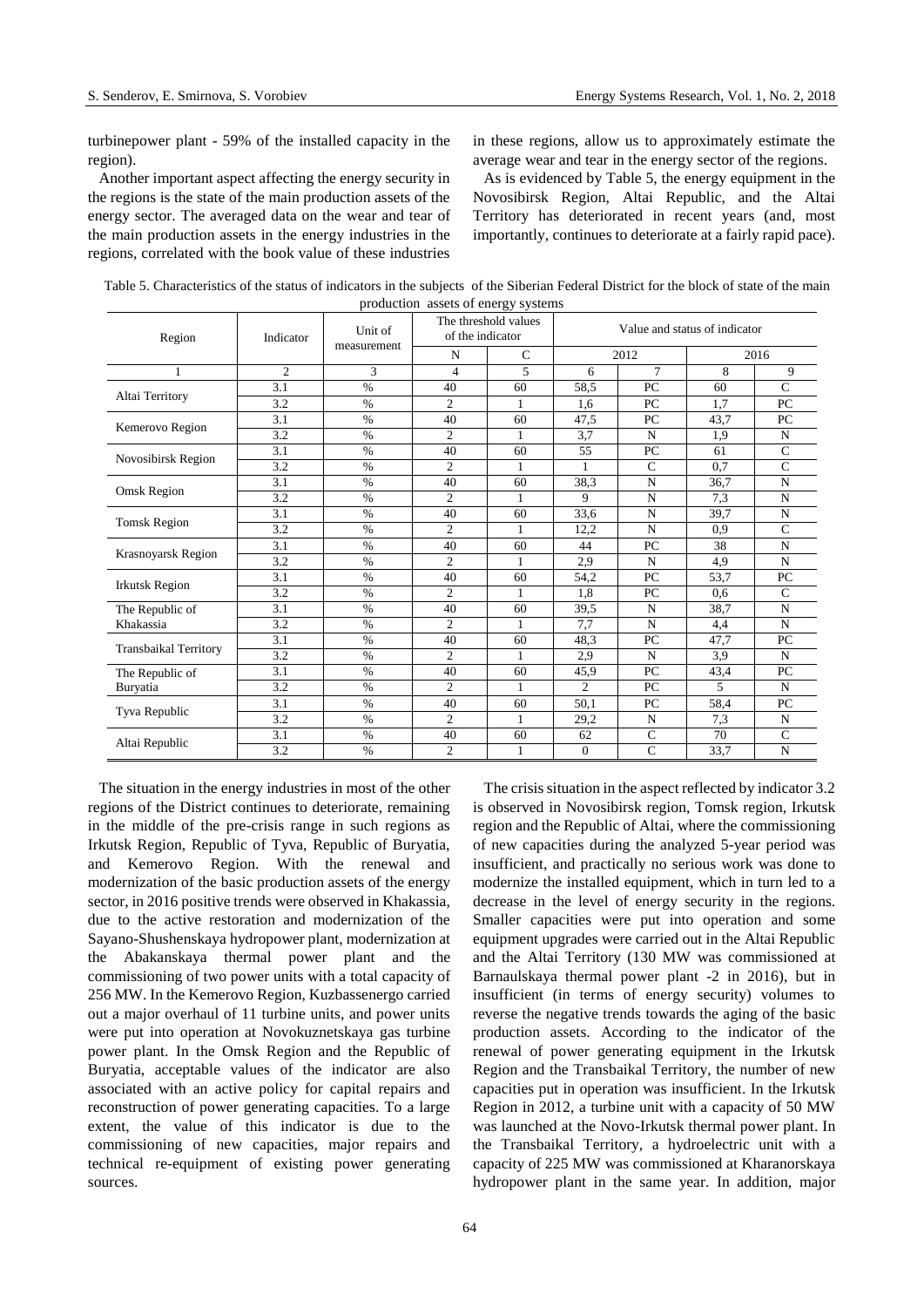turbinepower plant - 59% of the installed capacity in the region).

Another important aspect affecting the energy security in the regions is the state of the main production assets of the energy sector. The averaged data on the wear and tear of the main production assets in the energy industries in the regions, correlated with the book value of these industries in these regions, allow us to approximately estimate the average wear and tear in the energy sector of the regions.

As is evidenced by Table 5, the energy equipment in the Novosibirsk Region, Altai Republic, and the Altai Territory has deteriorated in recent years (and, most importantly, continues to deteriorate at a fairly rapid pace).

Table 5. Characteristics of the status of indicators in the subjects of the Siberian Federal District for the block of state of the main production assets of energy systems

| Region | Indicator | Unit of measurement | The threshold values of the indicator | | Value and status of indicator | | | |
|---|---|---|---|---|---|---|---|---|
| | | | N | C | 2012 | | 2016 | |
| 1 | 2 | 3 | 4 | 5 | 6 | 7 | 8 | 9 |
| Altai Territory | 3.1 | % | 40 | 60 | 58,5 | PC | 60 | C |
| | 3.2 | % | 2 | 1 | 1,6 | PC | 1,7 | PC |
| Kemerovo Region | 3.1 | % | 40 | 60 | 47,5 | PC | 43,7 | PC |
| | 3.2 | % | 2 | 1 | 3,7 | N | 1,9 | N |
| Novosibirsk Region | 3.1 | % | 40 | 60 | 55 | PC | 61 | C |
| | 3.2 | % | 2 | 1 | 1 | C | 0,7 | C |
| Omsk Region | 3.1 | % | 40 | 60 | 38,3 | N | 36,7 | N |
| | 3.2 | % | 2 | 1 | 9 | N | 7,3 | N |
| Tomsk Region | 3.1 | % | 40 | 60 | 33,6 | N | 39,7 | N |
| | 3.2 | % | 2 | 1 | 12,2 | N | 0,9 | C |
| Krasnoyarsk Region | 3.1 | % | 40 | 60 | 44 | PC | 38 | N |
| | 3.2 | % | 2 | 1 | 2,9 | N | 4,9 | N |
| Irkutsk Region | 3.1 | % | 40 | 60 | 54,2 | PC | 53,7 | PC |
| | 3.2 | % | 2 | 1 | 1,8 | PC | 0,6 | C |
| The Republic of Khakassia | 3.1 | % | 40 | 60 | 39,5 | N | 38,7 | N |
| | 3.2 | % | 2 | 1 | 7,7 | N | 4,4 | N |
| Transbaikal Territory | 3.1 | % | 40 | 60 | 48,3 | PC | 47,7 | PC |
| | 3.2 | % | 2 | 1 | 2,9 | N | 3,9 | N |
| The Republic of Buryatia | 3.1 | % | 40 | 60 | 45,9 | PC | 43,4 | PC |
| | 3.2 | % | 2 | 1 | 2 | PC | 5 | N |
| Tyva Republic | 3.1 | % | 40 | 60 | 50,1 | PC | 58,4 | PC |
| | 3.2 | % | 2 | 1 | 29,2 | N | 7,3 | N |
| Altai Republic | 3.1 | % | 40 | 60 | 62 | C | 70 | C |
| | 3.2 | % | 2 | 1 | 0 | C | 33,7 | N |

The situation in the energy industries in most of the other regions of the District continues to deteriorate, remaining in the middle of the pre-crisis range in such regions as Irkutsk Region, Republic of Tyva, Republic of Buryatia, and Kemerovo Region. With the renewal and modernization of the basic production assets of the energy sector, in 2016 positive trends were observed in Khakassia, due to the active restoration and modernization of the Sayano-Shushenskaya hydropower plant, modernization at the Abakanskaya thermal power plant and the commissioning of two power units with a total capacity of 256 MW. In the Kemerovo Region, Kuzbassenergo carried out a major overhaul of 11 turbine units, and power units were put into operation at Novokuznetskaya gas turbine power plant. In the Omsk Region and the Republic of Buryatia, acceptable values of the indicator are also associated with an active policy for capital repairs and reconstruction of power generating capacities. To a large extent, the value of this indicator is due to the commissioning of new capacities, major repairs and technical re-equipment of existing power generating sources.

The crisis situation in the aspect reflected by indicator 3.2 is observed in Novosibirsk region, Tomsk region, Irkutsk region and the Republic of Altai, where the commissioning of new capacities during the analyzed 5-year period was insufficient, and practically no serious work was done to modernize the installed equipment, which in turn led to a decrease in the level of energy security in the regions. Smaller capacities were put into operation and some equipment upgrades were carried out in the Altai Republic and the Altai Territory (130 MW was commissioned at Barnaulskaya thermal power plant -2 in 2016), but in insufficient (in terms of energy security) volumes to reverse the negative trends towards the aging of the basic production assets. According to the indicator of the renewal of power generating equipment in the Irkutsk Region and the Transbaikal Territory, the number of new capacities put in operation was insufficient. In the Irkutsk Region in 2012, a turbine unit with a capacity of 50 MW was launched at the Novo-Irkutsk thermal power plant. In the Transbaikal Territory, a hydroelectric unit with a capacity of 225 MW was commissioned at Kharanorskaya hydropower plant in the same year. In addition, major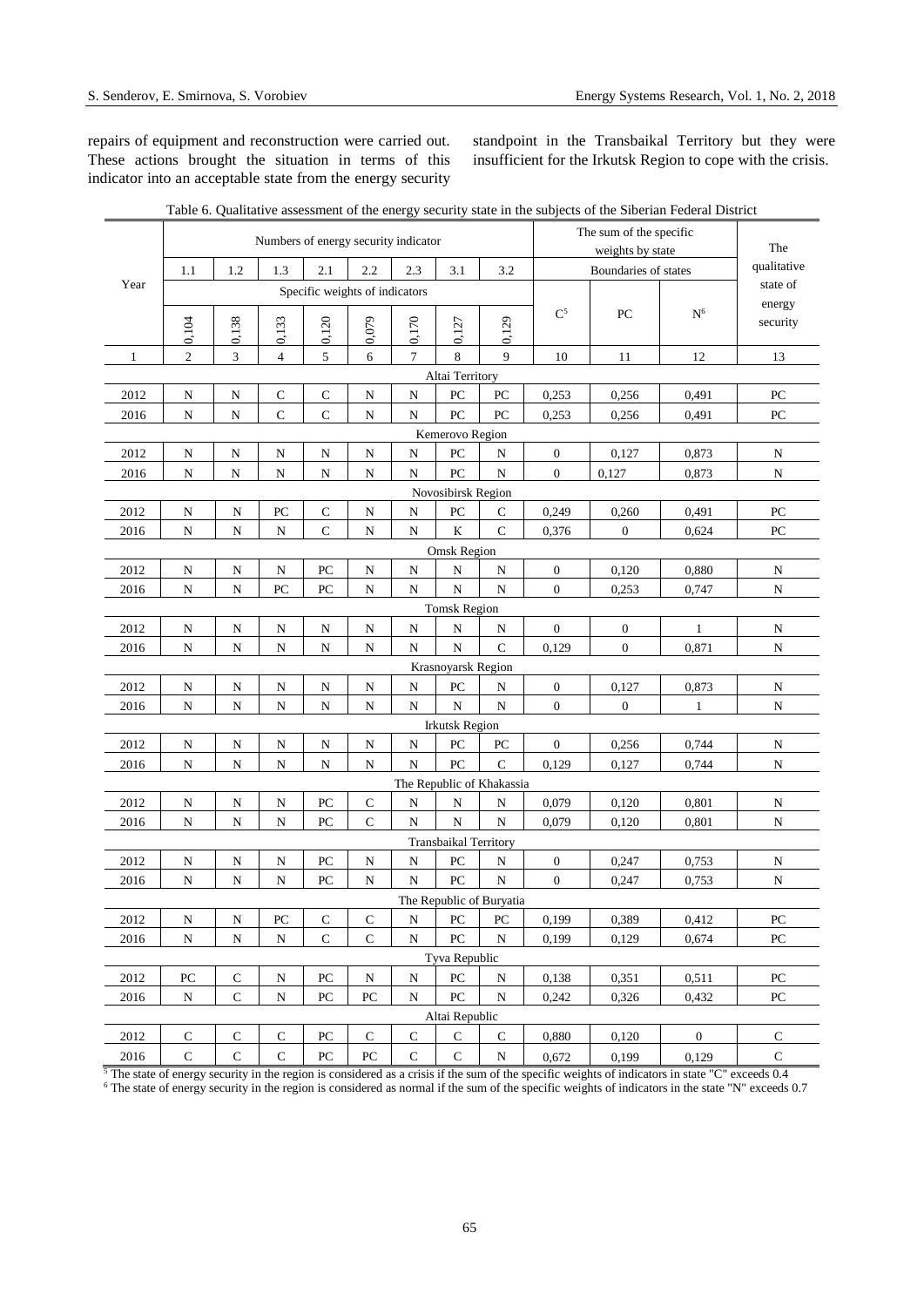repairs of equipment and reconstruction were carried out. These actions brought the situation in terms of this indicator into an acceptable state from the energy security standpoint in the Transbaikal Territory but they were insufficient for the Irkutsk Region to cope with the crisis.

Table 6. Qualitative assessment of the energy security state in the subjects of the Siberian Federal District

| Year | Numbers of energy security indicator | | | | | | | | The sum of the specific weights by state | | | The qualitative state of energy security |
|---|---|---|---|---|---|---|---|---|---|---|---|---|
| | 1.1 | 1.2 | 1.3 | 2.1 | 2.2 | 2.3 | 3.1 | 3.2 | Boundaries of states | | | |
| | Specific weights of indicators | | | | | | | | C[5] | PC | N[6] | |
| | 0,104 | 0,138 | 0,133 | 0,120 | 0,079 | 0,170 | 0,127 | 0,129 | | | | |
| 1 | 2 | 3 | 4 | 5 | 6 | 7 | 8 | 9 | 10 | 11 | 12 | 13 |
| **Altai Territory** | | | | | | | | | | | | |
| 2012 | N | N | C | C | N | N | PC | PC | 0,253 | 0,256 | 0,491 | PC |
| 2016 | N | N | C | C | N | N | PC | PC | 0,253 | 0,256 | 0,491 | PC |
| **Kemerovo Region** | | | | | | | | | | | | |
| 2012 | N | N | N | N | N | N | PC | N | 0 | 0,127 | 0,873 | N |
| 2016 | N | N | N | N | N | N | PC | N | 0 | 0,127 | 0,873 | N |
| **Novosibirsk Region** | | | | | | | | | | | | |
| 2012 | N | N | PC | C | N | N | PC | C | 0,249 | 0,260 | 0,491 | PC |
| 2016 | N | N | N | C | N | N | K | C | 0,376 | 0 | 0,624 | PC |
| **Omsk Region** | | | | | | | | | | | | |
| 2012 | N | N | N | PC | N | N | N | N | 0 | 0,120 | 0,880 | N |
| 2016 | N | N | PC | PC | N | N | N | N | 0 | 0,253 | 0,747 | N |
| **Tomsk Region** | | | | | | | | | | | | |
| 2012 | N | N | N | N | N | N | N | N | 0 | 0 | 1 | N |
| 2016 | N | N | N | N | N | N | N | C | 0,129 | 0 | 0,871 | N |
| **Krasnoyarsk Region** | | | | | | | | | | | | |
| 2012 | N | N | N | N | N | N | PC | N | 0 | 0,127 | 0,873 | N |
| 2016 | N | N | N | N | N | N | N | N | 0 | 0 | 1 | N |
| **Irkutsk Region** | | | | | | | | | | | | |
| 2012 | N | N | N | N | N | N | PC | PC | 0 | 0,256 | 0,744 | N |
| 2016 | N | N | N | N | N | N | PC | C | 0,129 | 0,127 | 0,744 | N |
| **The Republic of Khakassia** | | | | | | | | | | | | |
| 2012 | N | N | N | PC | C | N | N | N | 0,079 | 0,120 | 0,801 | N |
| 2016 | N | N | N | PC | C | N | N | N | 0,079 | 0,120 | 0,801 | N |
| **Transbaikal Territory** | | | | | | | | | | | | |
| 2012 | N | N | N | PC | N | N | PC | N | 0 | 0,247 | 0,753 | N |
| 2016 | N | N | N | PC | N | N | PC | N | 0 | 0,247 | 0,753 | N |
| **The Republic of Buryatia** | | | | | | | | | | | | |
| 2012 | N | N | PC | C | C | N | PC | PC | 0,199 | 0,389 | 0,412 | PC |
| 2016 | N | N | N | C | C | N | PC | N | 0,199 | 0,129 | 0,674 | PC |
| **Tyva Republic** | | | | | | | | | | | | |
| 2012 | PC | C | N | PC | N | N | PC | N | 0,138 | 0,351 | 0,511 | PC |
| 2016 | N | C | N | PC | PC | N | PC | N | 0,242 | 0,326 | 0,432 | PC |
| **Altai Republic** | | | | | | | | | | | | |
| 2012 | C | C | C | PC | C | C | C | C | 0,880 | 0,120 | 0 | C |
| 2016 | C | C | C | PC | PC | C | C | N | 0,672 | 0,199 | 0,129 | C |

[5] The state of energy security in the region is considered as a crisis if the sum of the specific weights of indicators in state "C" exceeds 0.4

[6] The state of energy security in the region is considered as normal if the sum of the specific weights of indicators in the state "N" exceeds 0.7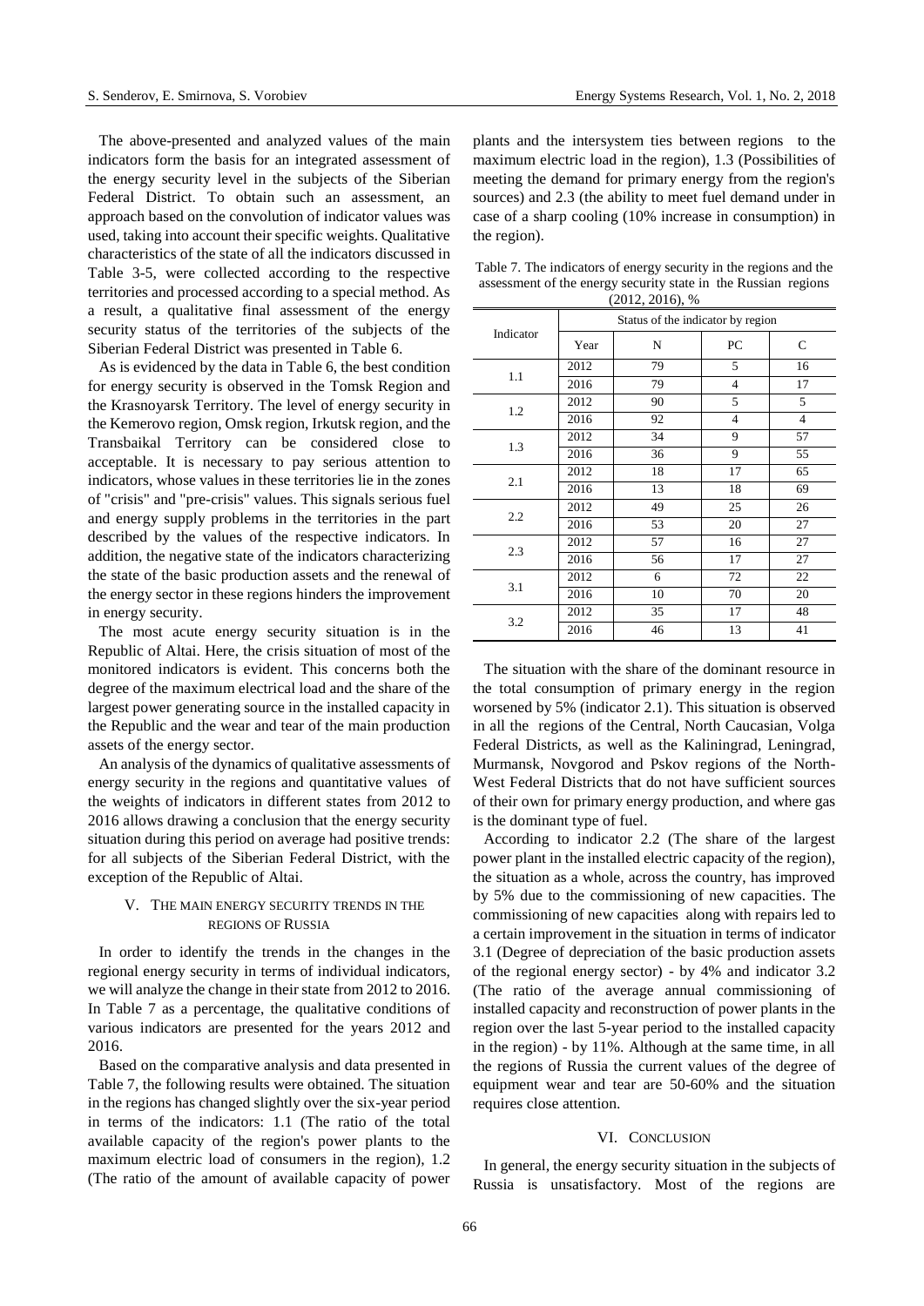The above-presented and analyzed values of the main indicators form the basis for an integrated assessment of the energy security level in the subjects of the Siberian Federal District. To obtain such an assessment, an approach based on the convolution of indicator values was used, taking into account their specific weights. Qualitative characteristics of the state of all the indicators discussed in Table 3-5, were collected according to the respective territories and processed according to a special method. As a result, a qualitative final assessment of the energy security status of the territories of the subjects of the Siberian Federal District was presented in Table 6.

As is evidenced by the data in Table 6, the best condition for energy security is observed in the Tomsk Region and the Krasnoyarsk Territory. The level of energy security in the Kemerovo region, Omsk region, Irkutsk region, and the Transbaikal Territory can be considered close to acceptable. It is necessary to pay serious attention to indicators, whose values in these territories lie in the zones of "crisis" and "pre-crisis" values. This signals serious fuel and energy supply problems in the territories in the part described by the values of the respective indicators. In addition, the negative state of the indicators characterizing the state of the basic production assets and the renewal of the energy sector in these regions hinders the improvement in energy security.

The most acute energy security situation is in the Republic of Altai. Here, the crisis situation of most of the monitored indicators is evident. This concerns both the degree of the maximum electrical load and the share of the largest power generating source in the installed capacity in the Republic and the wear and tear of the main production assets of the energy sector.

An analysis of the dynamics of qualitative assessments of energy security in the regions and quantitative values of the weights of indicators in different states from 2012 to 2016 allows drawing a conclusion that the energy security situation during this period on average had positive trends: for all subjects of the Siberian Federal District, with the exception of the Republic of Altai.

## V. The main energy security trends in the regions of Russia

In order to identify the trends in the changes in the regional energy security in terms of individual indicators, we will analyze the change in their state from 2012 to 2016. In Table 7 as a percentage, the qualitative conditions of various indicators are presented for the years 2012 and 2016.

Based on the comparative analysis and data presented in Table 7, the following results were obtained. The situation in the regions has changed slightly over the six-year period in terms of the indicators: 1.1 (The ratio of the total available capacity of the region's power plants to the maximum electric load of consumers in the region), 1.2 (The ratio of the amount of available capacity of power plants and the intersystem ties between regions to the maximum electric load in the region), 1.3 (Possibilities of meeting the demand for primary energy from the region's sources) and 2.3 (the ability to meet fuel demand under in case of a sharp cooling (10% increase in consumption) in the region).

Table 7. The indicators of energy security in the regions and the assessment of the energy security state in the Russian regions (2012, 2016), %

| Indicator | Status of the indicator by region | | | |
|---|---|---|---|---|
| | Year | N | PC | C |
| 1.1 | 2012 | 79 | 5 | 16 |
| | 2016 | 79 | 4 | 17 |
| 1.2 | 2012 | 90 | 5 | 5 |
| | 2016 | 92 | 4 | 4 |
| 1.3 | 2012 | 34 | 9 | 57 |
| | 2016 | 36 | 9 | 55 |
| 2.1 | 2012 | 18 | 17 | 65 |
| | 2016 | 13 | 18 | 69 |
| 2.2 | 2012 | 49 | 25 | 26 |
| | 2016 | 53 | 20 | 27 |
| 2.3 | 2012 | 57 | 16 | 27 |
| | 2016 | 56 | 17 | 27 |
| 3.1 | 2012 | 6 | 72 | 22 |
| | 2016 | 10 | 70 | 20 |
| 3.2 | 2012 | 35 | 17 | 48 |
| | 2016 | 46 | 13 | 41 |

The situation with the share of the dominant resource in the total consumption of primary energy in the region worsened by 5% (indicator 2.1). This situation is observed in all the regions of the Central, North Caucasian, Volga Federal Districts, as well as the Kaliningrad, Leningrad, Murmansk, Novgorod and Pskov regions of the North-West Federal Districts that do not have sufficient sources of their own for primary energy production, and where gas is the dominant type of fuel.

According to indicator 2.2 (The share of the largest power plant in the installed electric capacity of the region), the situation as a whole, across the country, has improved by 5% due to the commissioning of new capacities. The commissioning of new capacities along with repairs led to a certain improvement in the situation in terms of indicator 3.1 (Degree of depreciation of the basic production assets of the regional energy sector) - by 4% and indicator 3.2 (The ratio of the average annual commissioning of installed capacity and reconstruction of power plants in the region over the last 5-year period to the installed capacity in the region) - by 11%. Although at the same time, in all the regions of Russia the current values of the degree of equipment wear and tear are 50-60% and the situation requires close attention.

## VI. Conclusion

In general, the energy security situation in the subjects of Russia is unsatisfactory. Most of the regions are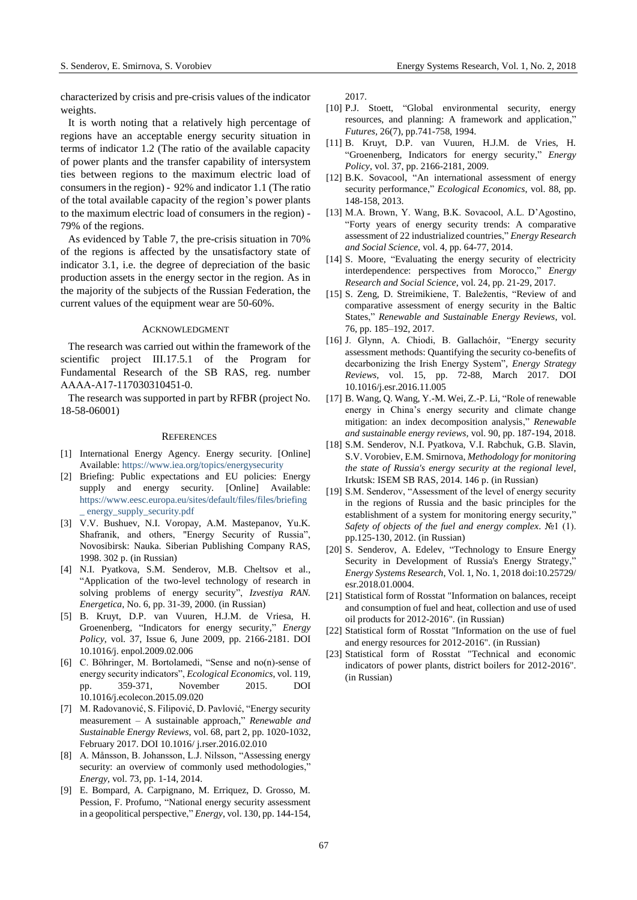characterized by crisis and pre-crisis values of the indicator weights.

It is worth noting that a relatively high percentage of regions have an acceptable energy security situation in terms of indicator 1.2 (The ratio of the available capacity of power plants and the transfer capability of intersystem ties between regions to the maximum electric load of consumers in the region) - 92% and indicator 1.1 (The ratio of the total available capacity of the region's power plants to the maximum electric load of consumers in the region) - 79% of the regions.

As evidenced by Table 7, the pre-crisis situation in 70% of the regions is affected by the unsatisfactory state of indicator 3.1, i.e. the degree of depreciation of the basic production assets in the energy sector in the region. As in the majority of the subjects of the Russian Federation, the current values of the equipment wear are 50-60%.

## Acknowledgment

The research was carried out within the framework of the scientific project III.17.5.1 of the Program for Fundamental Research of the SB RAS, reg. number AAAA-A17-117030310451-0.

The research was supported in part by RFBR (project No. 18-58-06001)

## References

[1] International Energy Agency. Energy security. [Online] Available: https://www.iea.org/topics/energysecurity

[2] Briefing: Public expectations and EU policies: Energy supply and energy security. [Online] Available: https://www.eesc.europa.eu/sites/default/files/files/briefing_energy_supply_security.pdf

[3] V.V. Bushuev, N.I. Voropay, A.M. Mastepanov, Yu.K. Shafranik, and others, "Energy Security of Russia", Novosibirsk: Nauka. Siberian Publishing Company RAS, 1998. 302 p. (in Russian)

[4] N.I. Pyatkova, S.M. Senderov, M.B. Cheltsov et al., "Application of the two-level technology of research in solving problems of energy security", *Izvestiya RAN. Energetica*, No. 6, pp. 31-39, 2000. (in Russian)

[5] B. Kruyt, D.P. van Vuuren, H.J.M. de Vriesa, H. Groenenberg, "Indicators for energy security," *Energy Policy*, vol. 37, Issue 6, June 2009, pp. 2166-2181. DOI 10.1016/j. enpol.2009.02.006

[6] C. Böhringer, M. Bortolamedi, "Sense and no(n)-sense of energy security indicators", *Ecological Economics*, vol. 119, pp. 359-371, November 2015. DOI 10.1016/j.ecolecon.2015.09.020

[7] M. Radovanović, S. Filipović, D. Pavlović, "Energy security measurement – A sustainable approach," *Renewable and Sustainable Energy Reviews*, vol. 68, part 2, pp. 1020-1032, February 2017. DOI 10.1016/ j.rser.2016.02.010

[8] A. Månsson, B. Johansson, L.J. Nilsson, "Assessing energy security: an overview of commonly used methodologies," *Energy*, vol. 73, pp. 1-14, 2014.

[9] E. Bompard, A. Carpignano, M. Erriquez, D. Grosso, M. Pession, F. Profumo, "National energy security assessment in a geopolitical perspective," *Energy*, vol. 130, pp. 144-154, 2017.

[10] P.J. Stoett, "Global environmental security, energy resources, and planning: A framework and application," *Futures*, 26(7), pp.741-758, 1994.

[11] B. Kruyt, D.P. van Vuuren, H.J.M. de Vries, H. "Groenenberg, Indicators for energy security," *Energy Policy*, vol. 37, pp. 2166-2181, 2009.

[12] B.K. Sovacool, "An international assessment of energy security performance," *Ecological Economics*, vol. 88, pp. 148-158, 2013.

[13] M.A. Brown, Y. Wang, B.K. Sovacool, A.L. D'Agostino, "Forty years of energy security trends: A comparative assessment of 22 industrialized countries," *Energy Research and Social Science*, vol. 4, pp. 64-77, 2014.

[14] S. Moore, "Evaluating the energy security of electricity interdependence: perspectives from Morocco," *Energy Research and Social Science*, vol. 24, pp. 21-29, 2017.

[15] S. Zeng, D. Streimikiene, T. Baležentis, "Review of and comparative assessment of energy security in the Baltic States," *Renewable and Sustainable Energy Reviews*, vol. 76, pp. 185–192, 2017.

[16] J. Glynn, A. Chiodi, B. Gallachóir, "Energy security assessment methods: Quantifying the security co-benefits of decarbonizing the Irish Energy System", *Energy Strategy Reviews*, vol. 15, pp. 72-88, March 2017. DOI 10.1016/j.esr.2016.11.005

[17] B. Wang, Q. Wang, Y.-M. Wei, Z.-P. Li, "Role of renewable energy in China's energy security and climate change mitigation: an index decomposition analysis," *Renewable and sustainable energy reviews*, vol. 90, pp. 187-194, 2018.

[18] S.M. Senderov, N.I. Pyatkova, V.I. Rabchuk, G.B. Slavin, S.V. Vorobiev, E.M. Smirnova, *Methodology for monitoring the state of Russia's energy security at the regional level*, Irkutsk: ISEM SB RAS, 2014. 146 p. (in Russian)

[19] S.M. Senderov, "Assessment of the level of energy security in the regions of Russia and the basic principles for the establishment of a system for monitoring energy security," *Safety of objects of the fuel and energy complex*. №1 (1). pp.125-130, 2012. (in Russian)

[20] S. Senderov, A. Edelev, "Technology to Ensure Energy Security in Development of Russia's Energy Strategy," *Energy Systems Research*, Vol. 1, No. 1, 2018 doi:10.25729/ esr.2018.01.0004.

[21] Statistical form of Rosstat "Information on balances, receipt and consumption of fuel and heat, collection and use of used oil products for 2012-2016". (in Russian)

[22] Statistical form of Rosstat "Information on the use of fuel and energy resources for 2012-2016". (in Russian)

[23] Statistical form of Rosstat "Technical and economic indicators of power plants, district boilers for 2012-2016". (in Russian)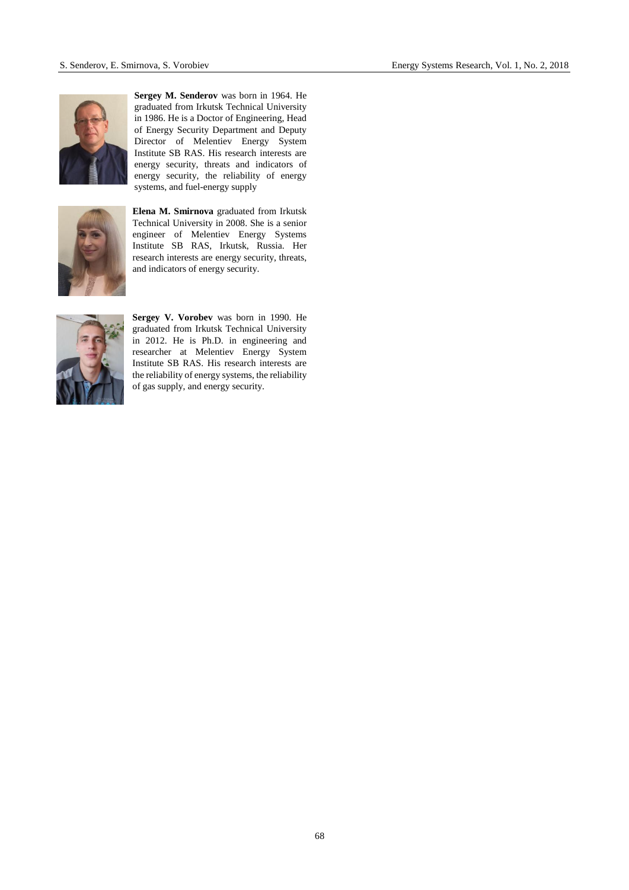**Sergey M. Senderov** was born in 1964. He graduated from Irkutsk Technical University in 1986. He is a Doctor of Engineering, Head of Energy Security Department and Deputy Director of Melentiev Energy System Institute SB RAS. His research interests are energy security, threats and indicators of energy security, the reliability of energy systems, and fuel-energy supply

**Elena M. Smirnova** graduated from Irkutsk Technical University in 2008. She is a senior engineer of Melentiev Energy Systems Institute SB RAS, Irkutsk, Russia. Her research interests are energy security, threats, and indicators of energy security.

**Sergey V. Vorobev** was born in 1990. He graduated from Irkutsk Technical University in 2012. He is Ph.D. in engineering and researcher at Melentiev Energy System Institute SB RAS. His research interests are the reliability of energy systems, the reliability of gas supply, and energy security.